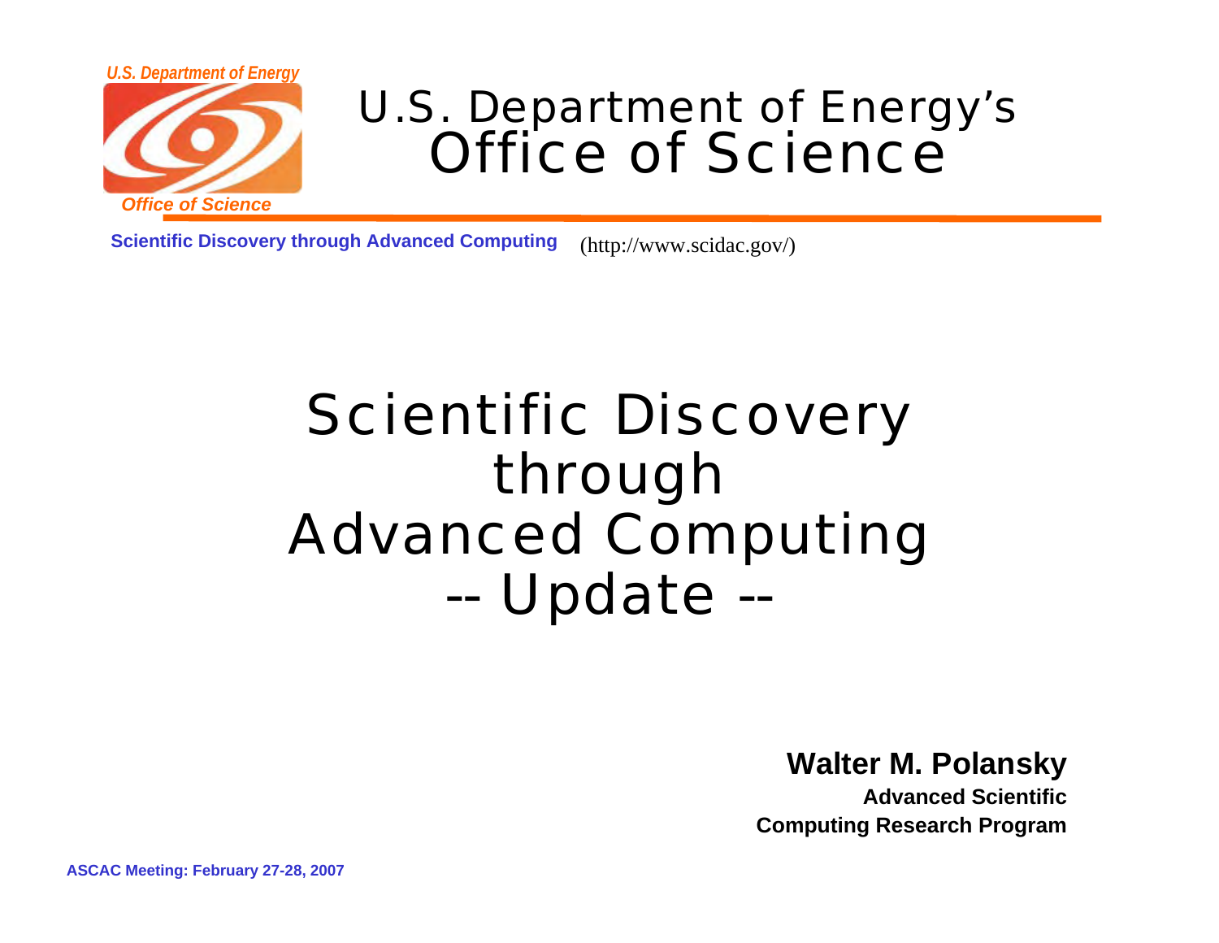*U.S. Department of Energy*

*Office of Science*

U.S. Department of Energy's
Office of Science

**Scientific Discovery through Advanced Computing** (http://www.scidac.gov/)

# Scientific Discovery through Advanced Computing -- Update --

**Walter M. Polansky**

**Advanced Scientific Computing Research Program**

**ASCAC Meeting: February 27-28, 2007**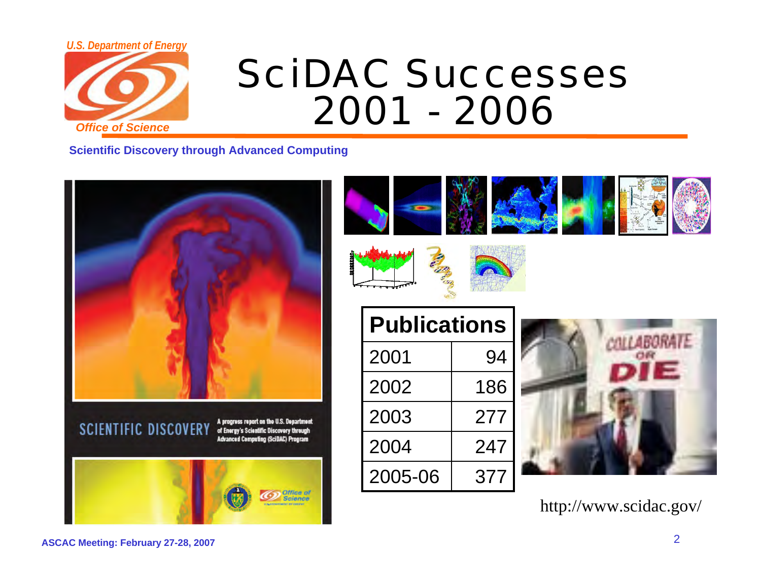# SciDAC Successes 2001 - 2006

**Scientific Discovery through Advanced Computing**

| Publications | |
|---|---|
| 2001 | 94 |
| 2002 | 186 |
| 2003 | 277 |
| 2004 | 247 |
| 2005-06 | 377 |

http://www.scidac.gov/

ASCAC Meeting: February 27-28, 2007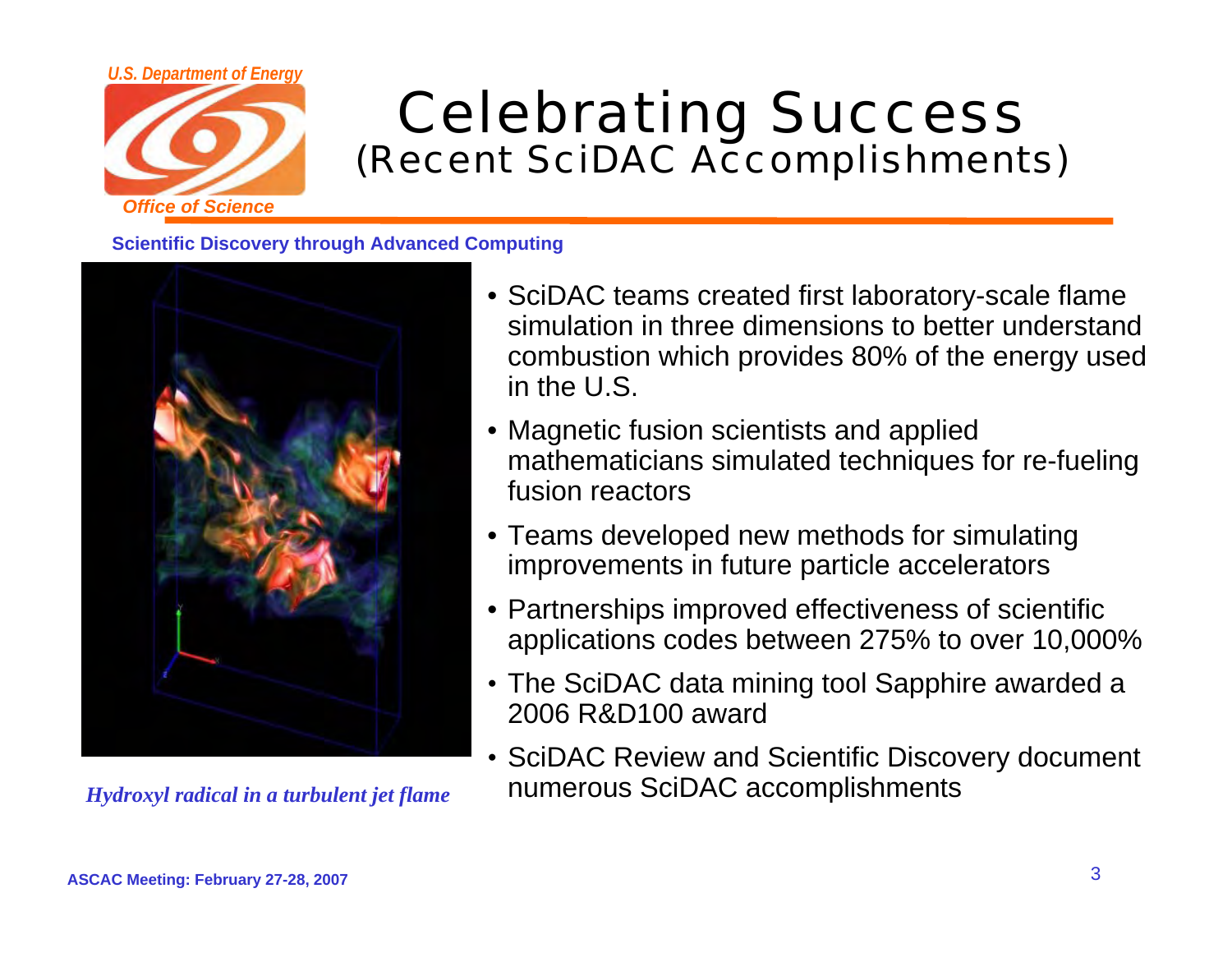# Celebrating Success
## (Recent SciDAC Accomplishments)

**Scientific Discovery through Advanced Computing**

*Hydroxyl radical in a turbulent jet flame*

- SciDAC teams created first laboratory-scale flame simulation in three dimensions to better understand combustion which provides 80% of the energy used in the U.S.
- Magnetic fusion scientists and applied mathematicians simulated techniques for re-fueling fusion reactors
- Teams developed new methods for simulating improvements in future particle accelerators
- Partnerships improved effectiveness of scientific applications codes between 275% to over 10,000%
- The SciDAC data mining tool Sapphire awarded a 2006 R&D100 award
- SciDAC Review and Scientific Discovery document numerous SciDAC accomplishments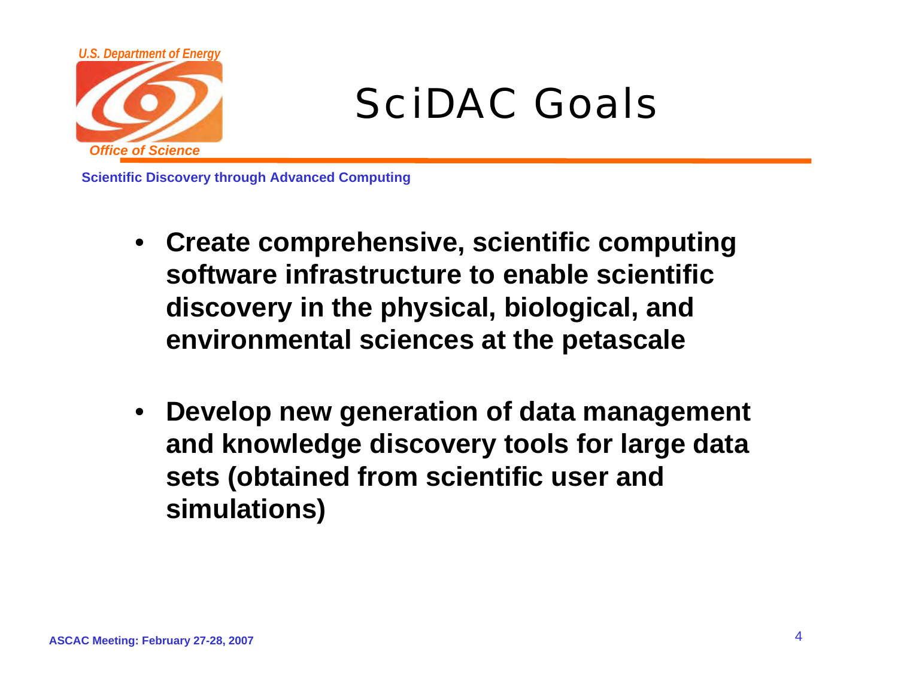# SciDAC Goals

- **Create comprehensive, scientific computing software infrastructure to enable scientific discovery in the physical, biological, and environmental sciences at the petascale**

- **Develop new generation of data management and knowledge discovery tools for large data sets (obtained from scientific user and simulations)**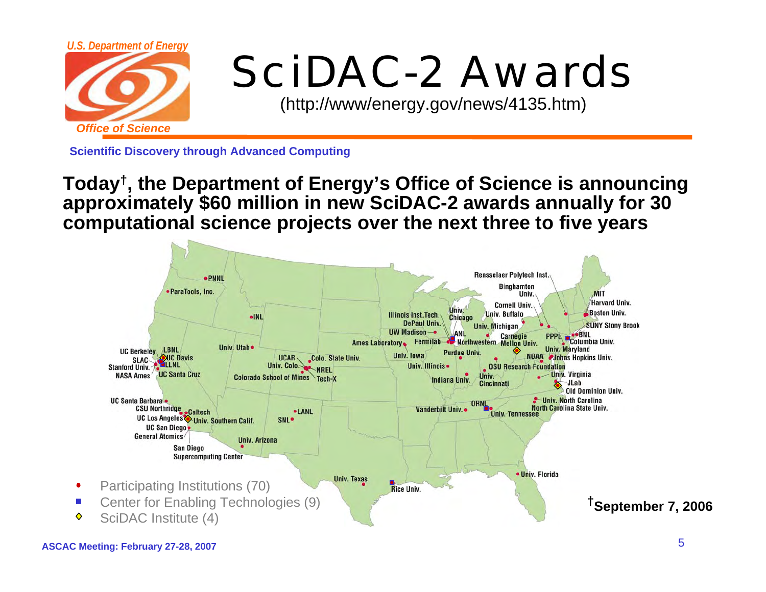*U.S. Department of Energy*

*Office of Science*

# SciDAC-2 Awards

(http://www/energy.gov/news/4135.htm)

**Scientific Discovery through Advanced Computing**

**Today†, the Department of Energy's Office of Science is announcing approximately $60 million in new SciDAC-2 awards annually for 30 computational science projects over the next three to five years**

PNNL, ParaTools, Inc., INL, Univ. Utah, UC Berkeley, LBNL, SLAC, UC Davis, Stanford Univ., LLNL, NASA Ames, UC Santa Cruz, UC Santa Barbara, CSU Northridge, Caltech, UC Los Angeles, Univ. Southern Calif., UC San Diego, General Atomics, San Diego Supercomputing Center, Univ. Arizona, LANL, SNL, UCAR, Univ. Colo., Colo. State Univ., NREL, Colorado School of Mines, Tech-X, Univ. Texas, Rice Univ., Ames Laboratory, Univ. Iowa, Univ. Illinois, Illinois Inst.Tech., DePaul Univ., UW Madison, Fermilab, Univ. Chicago, ANL, Northwestern, Purdue Univ., Indiana Univ., Univ. Michigan, Univ. Cincinnati, OSU Research Foundation, Vanderbilt Univ., ORNL, Univ. Tennessee, Univ. Florida, Carnegie Mellon Univ., Rensselaer Polytech Inst., Binghamton Univ., Cornell Univ., Univ. Buffalo, MIT, Harvard Univ., Boston Univ., SUNY Stony Brook, PPPL, BNL, Columbia Univ., Univ. Maryland, NOAA, Johns Hopkins Univ., Univ. Virginia, JLab, Old Dominion Univ., Univ. North Carolina, North Carolina State Univ.

- Participating Institutions (70)
- Center for Enabling Technologies (9)
- SciDAC Institute (4)

**†September 7, 2006**

**ASCAC Meeting: February 27-28, 2007**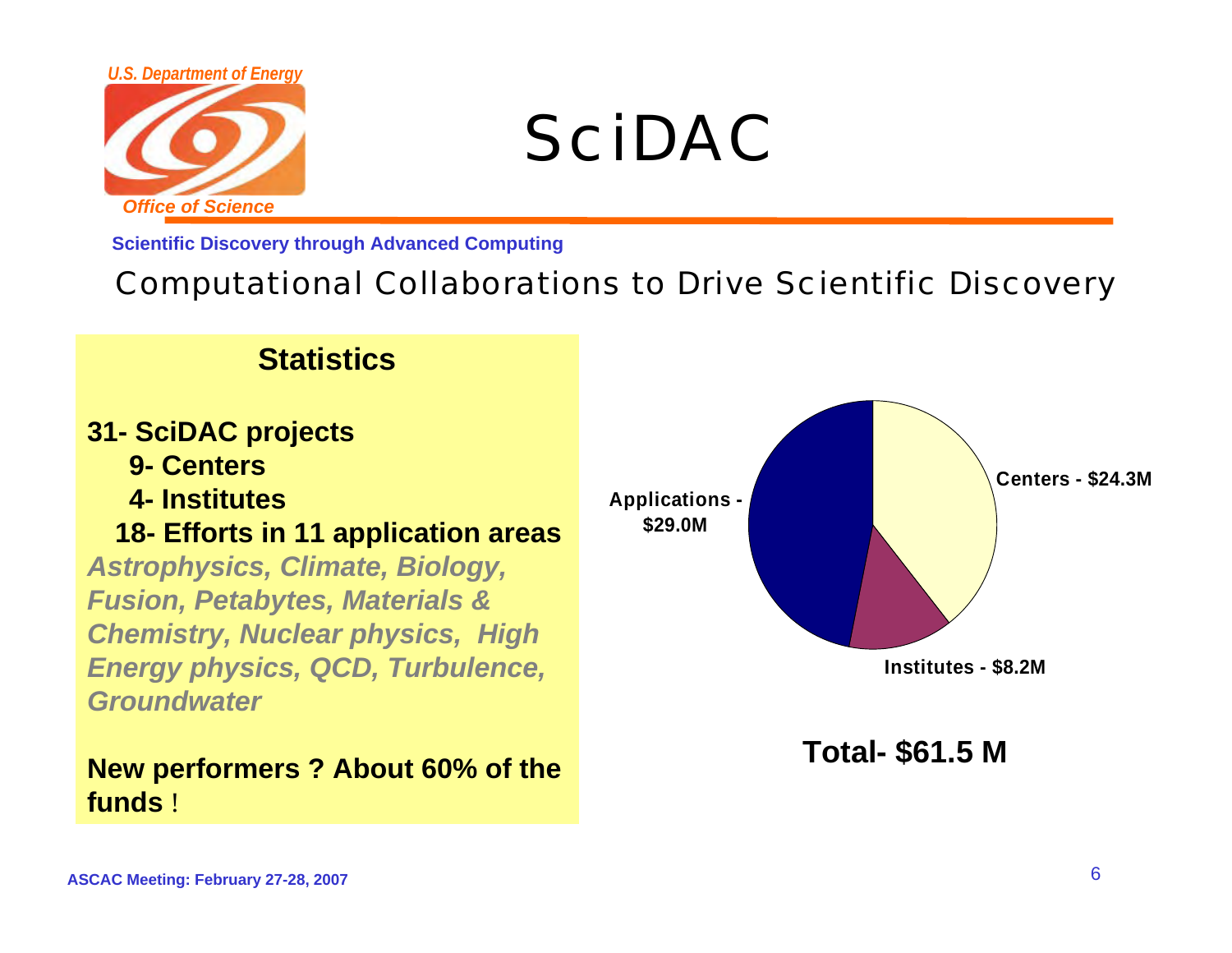# SciDAC

**Scientific Discovery through Advanced Computing**

## Computational Collaborations to Drive Scientific Discovery

### Statistics

**31- SciDAC projects**
- **9- Centers**
- **4- Institutes**
- **18- Efforts in 11 application areas**

***Astrophysics, Climate, Biology, Fusion, Petabytes, Materials & Chemistry, Nuclear physics, High Energy physics, QCD, Turbulence, Groundwater***

**New performers ? About 60% of the funds** !

| Category | Funding |
|---|---|
| Centers | $24.3M |
| Institutes | $8.2M |
| Applications | $29.0M |

**Total- $61.5 M**

ASCAC Meeting: February 27-28, 2007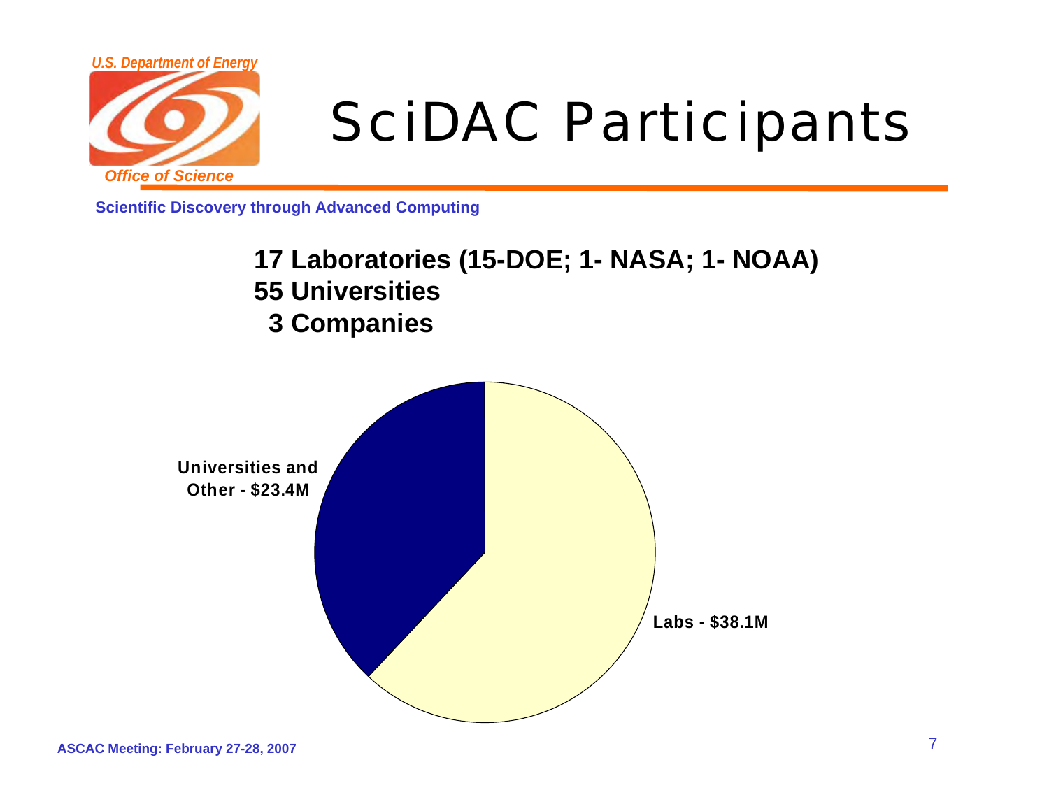# SciDAC Participants

**17 Laboratories (15-DOE; 1- NASA; 1- NOAA)**
**55 Universities**
**3 Companies**

Universities and Other - $23.4M

Labs - $38.1M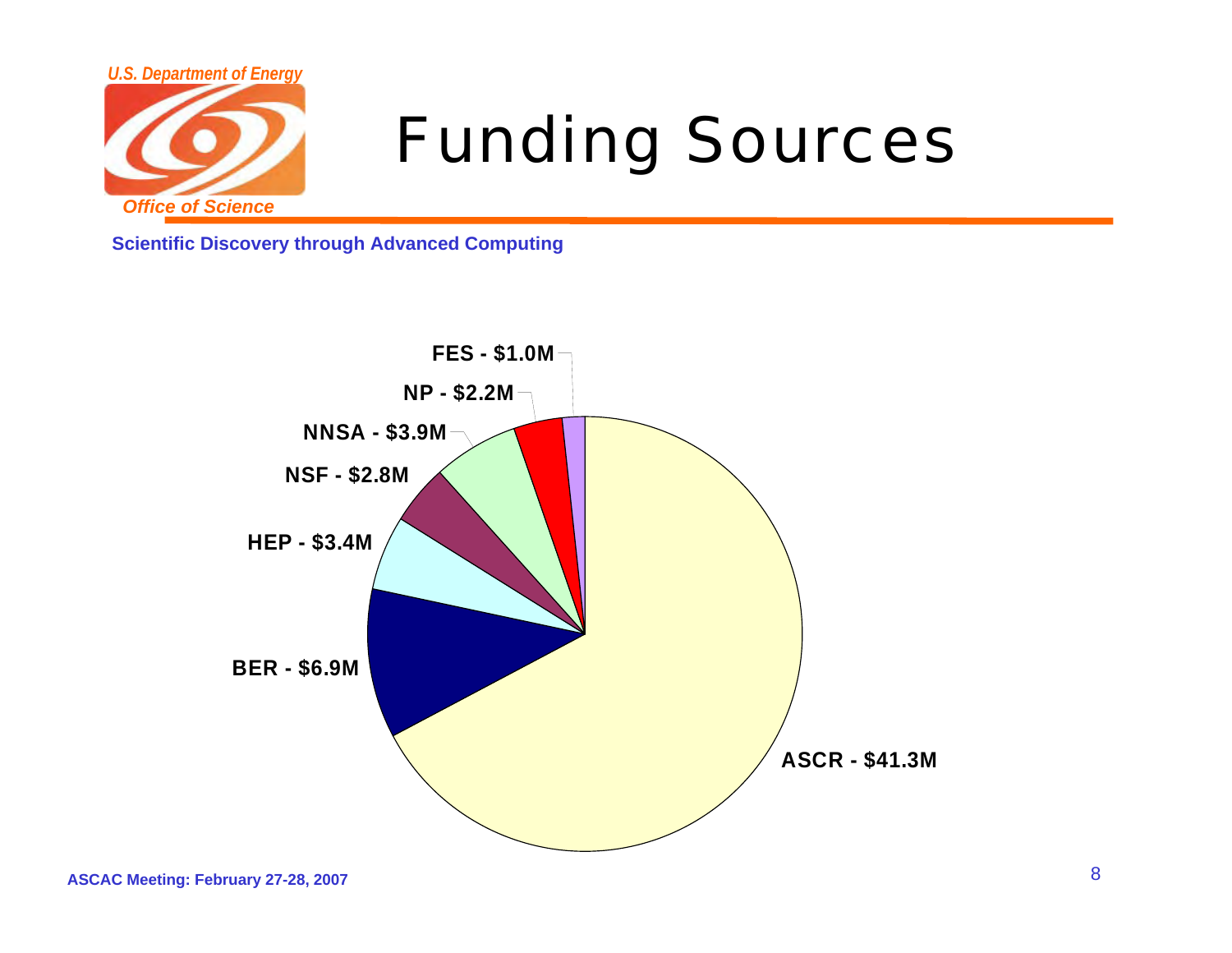# Funding Sources

**Scientific Discovery through Advanced Computing**

- FES - $1.0M
- NP - $2.2M
- NNSA - $3.9M
- NSF - $2.8M
- HEP - $3.4M
- BER - $6.9M
- ASCR - $41.3M

ASCAC Meeting: February 27-28, 2007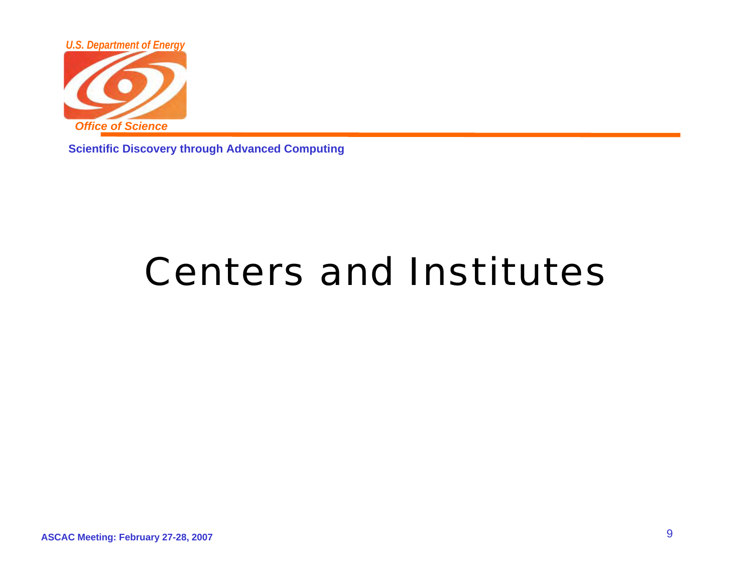# Centers and Institutes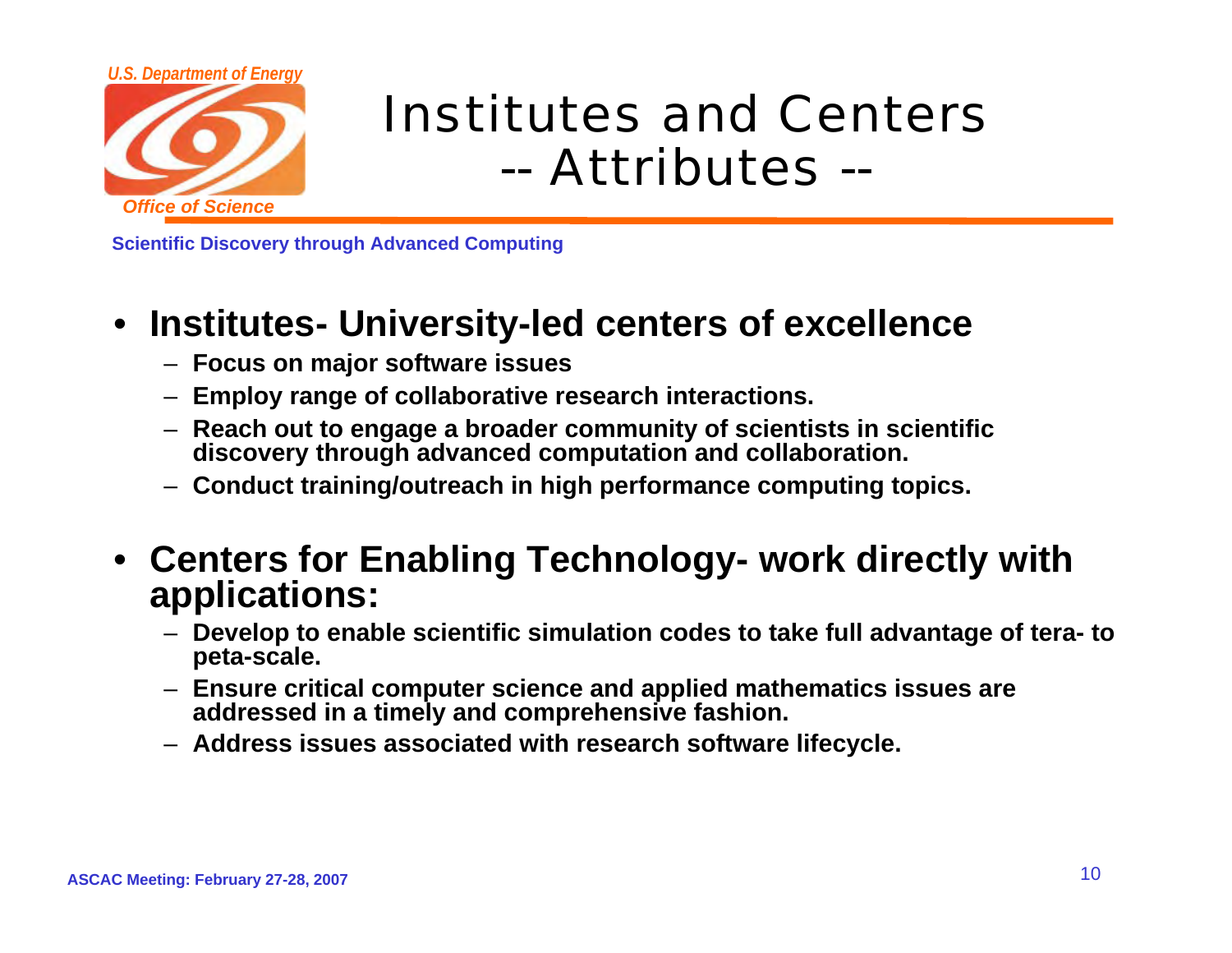# Institutes and Centers -- Attributes --

- **Institutes- University-led centers of excellence**
  - **Focus on major software issues**
  - **Employ range of collaborative research interactions.**
  - **Reach out to engage a broader community of scientists in scientific discovery through advanced computation and collaboration.**
  - **Conduct training/outreach in high performance computing topics.**

- **Centers for Enabling Technology- work directly with applications:**
  - **Develop to enable scientific simulation codes to take full advantage of tera- to peta-scale.**
  - **Ensure critical computer science and applied mathematics issues are addressed in a timely and comprehensive fashion.**
  - **Address issues associated with research software lifecycle.**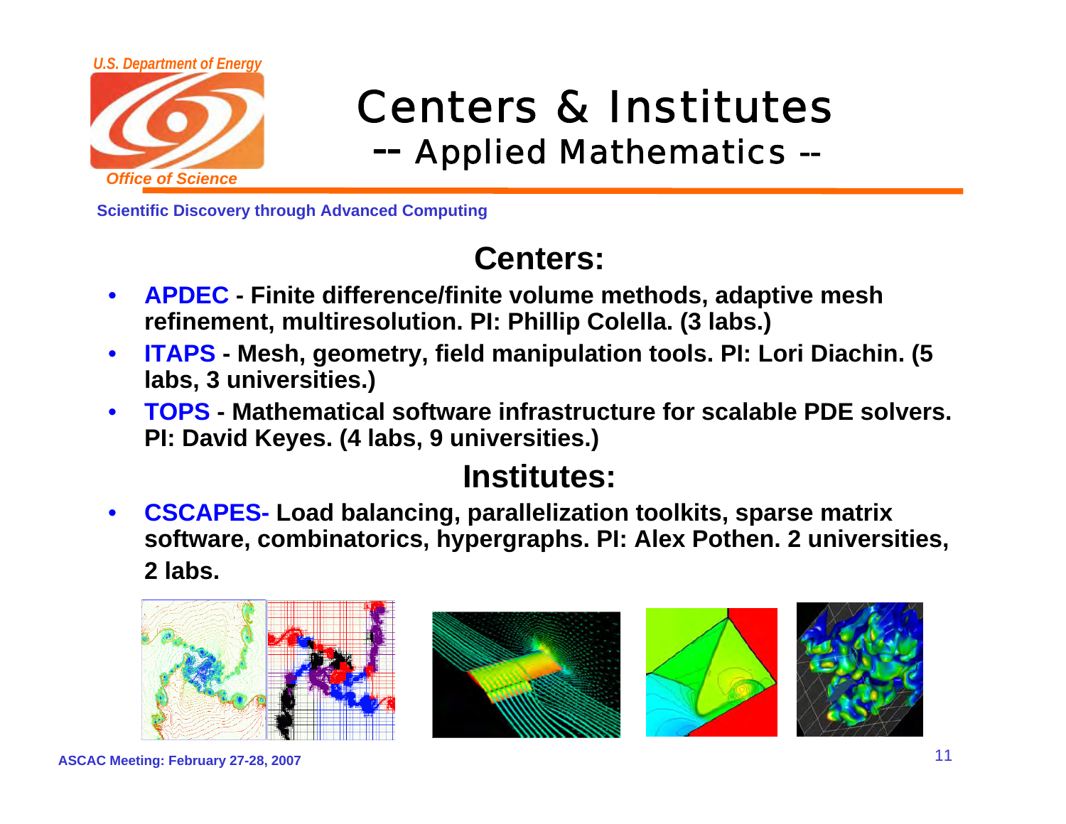# Centers & Institutes

## -- Applied Mathematics --

Scientific Discovery through Advanced Computing

## Centers:

- **APDEC - Finite difference/finite volume methods, adaptive mesh refinement, multiresolution. PI: Phillip Colella. (3 labs.)**
- **ITAPS - Mesh, geometry, field manipulation tools. PI: Lori Diachin. (5 labs, 3 universities.)**
- **TOPS - Mathematical software infrastructure for scalable PDE solvers. PI: David Keyes. (4 labs, 9 universities.)**

## Institutes:

- **CSCAPES- Load balancing, parallelization toolkits, sparse matrix software, combinatorics, hypergraphs. PI: Alex Pothen. 2 universities, 2 labs.**

ASCAC Meeting: February 27-28, 2007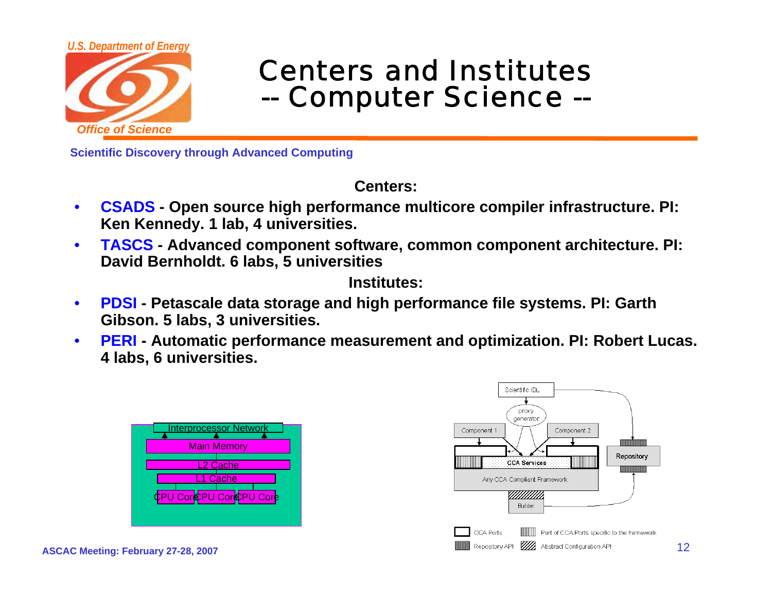# Centers and Institutes -- Computer Science --

Scientific Discovery through Advanced Computing

**Centers:**

- **CSADS - Open source high performance multicore compiler infrastructure. PI: Ken Kennedy. 1 lab, 4 universities.**
- **TASCS - Advanced component software, common component architecture. PI: David Bernholdt. 6 labs, 5 universities**

**Institutes:**

- **PDSI - Petascale data storage and high performance file systems. PI: Garth Gibson. 5 labs, 3 universities.**
- **PERI - Automatic performance measurement and optimization. PI: Robert Lucas. 4 labs, 6 universities.**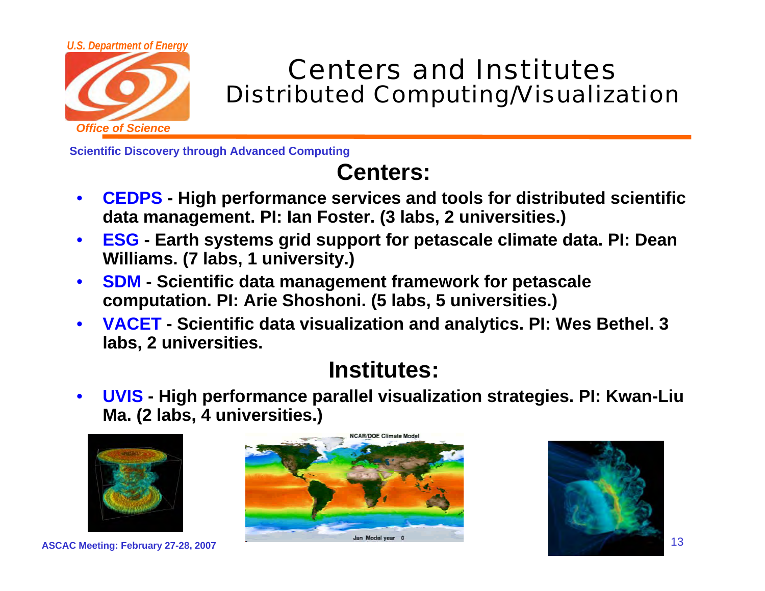# Centers and Institutes
## Distributed Computing/Visualization

Scientific Discovery through Advanced Computing

### Centers:

- **CEDPS - High performance services and tools for distributed scientific data management. PI: Ian Foster. (3 labs, 2 universities.)**
- **ESG - Earth systems grid support for petascale climate data. PI: Dean Williams. (7 labs, 1 university.)**
- **SDM - Scientific data management framework for petascale computation. PI: Arie Shoshoni. (5 labs, 5 universities.)**
- **VACET - Scientific data visualization and analytics. PI: Wes Bethel. 3 labs, 2 universities.**

### Institutes:

- **UVIS - High performance parallel visualization strategies. PI: Kwan-Liu Ma. (2 labs, 4 universities.)**

ASCAC Meeting: February 27-28, 2007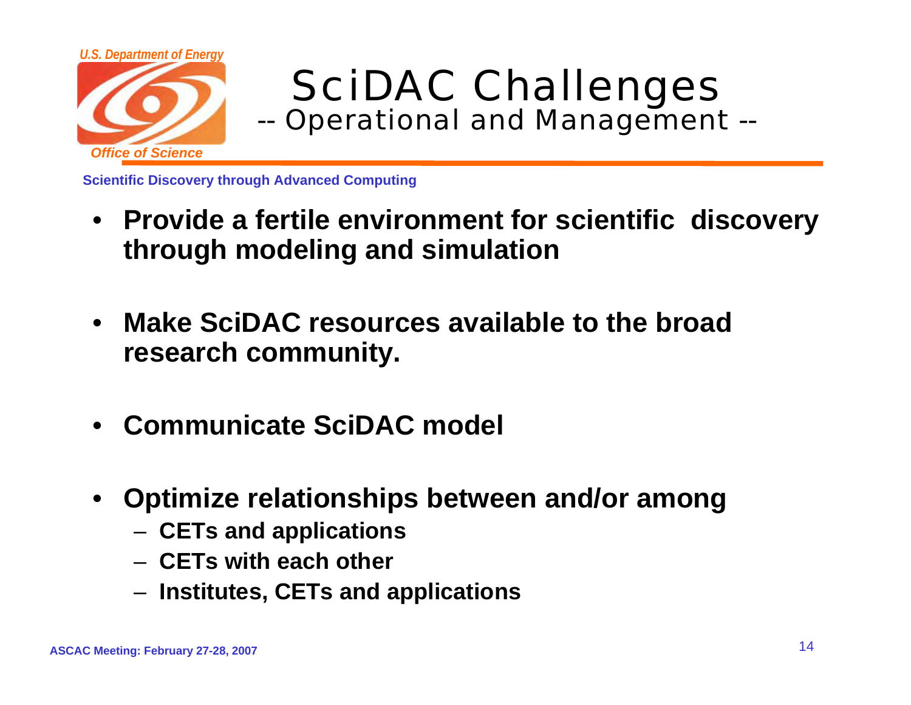# SciDAC Challenges

## -- Operational and Management --

- **Provide a fertile environment for scientific discovery through modeling and simulation**
- **Make SciDAC resources available to the broad research community.**
- **Communicate SciDAC model**
- **Optimize relationships between and/or among**
  - **CETs and applications**
  - **CETs with each other**
  - **Institutes, CETs and applications**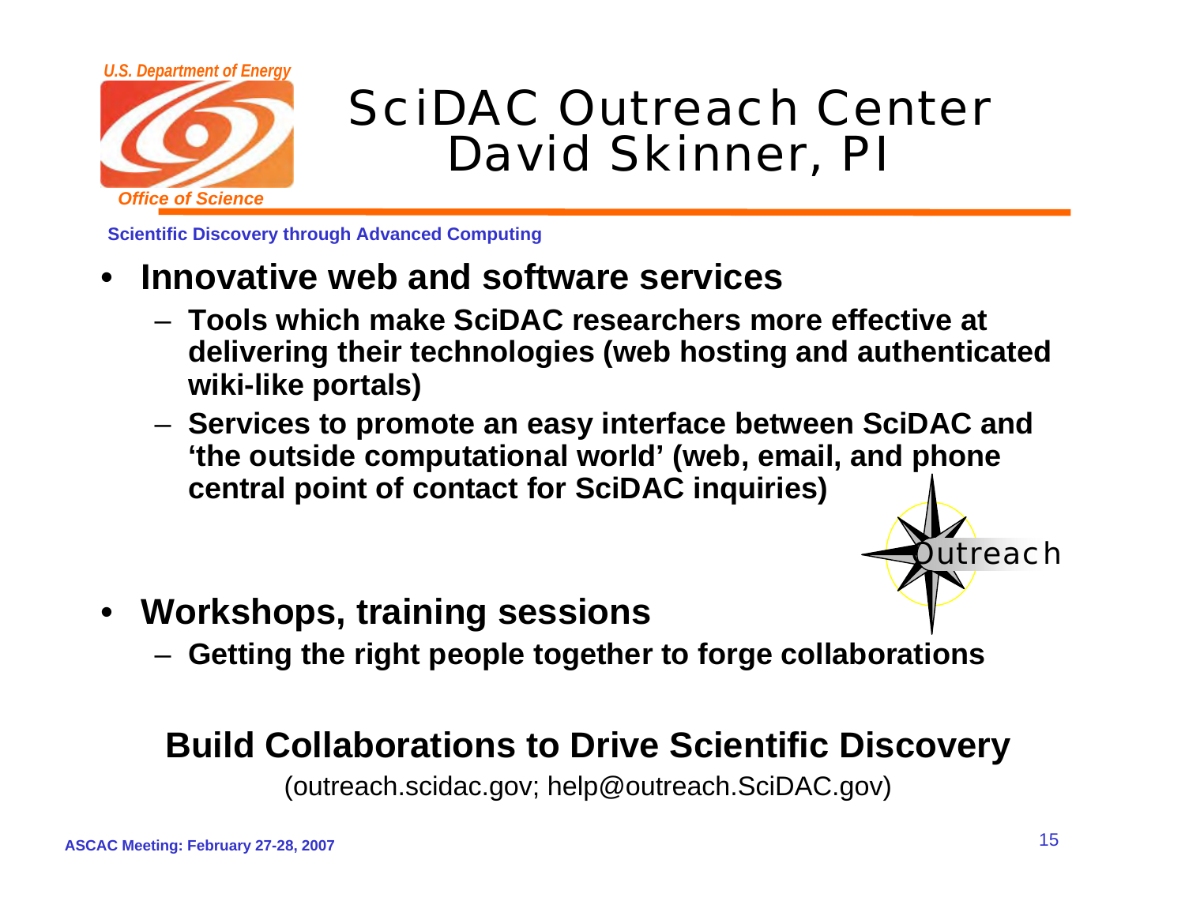# SciDAC Outreach Center
## David Skinner, PI

- **Innovative web and software services**
  - **Tools which make SciDAC researchers more effective at delivering their technologies (web hosting and authenticated wiki-like portals)**
  - **Services to promote an easy interface between SciDAC and 'the outside computational world' (web, email, and phone central point of contact for SciDAC inquiries)**

- **Workshops, training sessions**
  - **Getting the right people together to forge collaborations**

**Build Collaborations to Drive Scientific Discovery**

(outreach.scidac.gov; help@outreach.SciDAC.gov)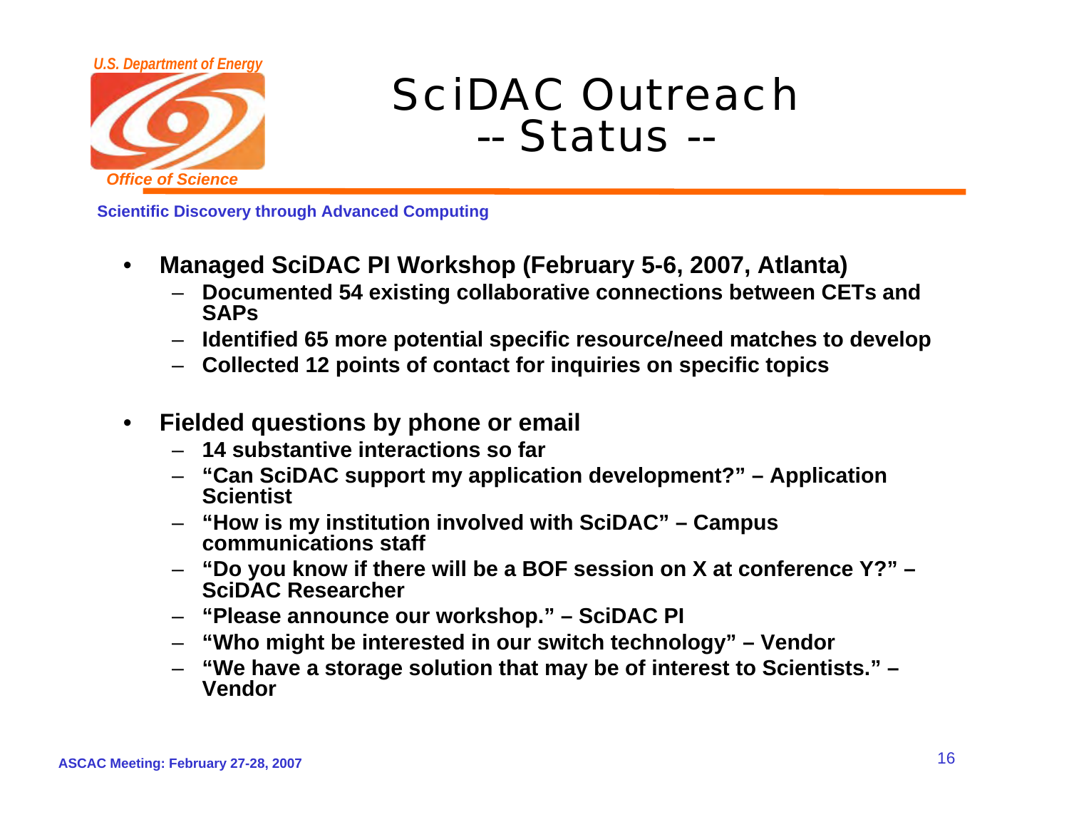# SciDAC Outreach -- Status --

- **Managed SciDAC PI Workshop (February 5-6, 2007, Atlanta)**
  - **Documented 54 existing collaborative connections between CETs and SAPs**
  - **Identified 65 more potential specific resource/need matches to develop**
  - **Collected 12 points of contact for inquiries on specific topics**

- **Fielded questions by phone or email**
  - **14 substantive interactions so far**
  - **"Can SciDAC support my application development?" – Application Scientist**
  - **"How is my institution involved with SciDAC" – Campus communications staff**
  - **"Do you know if there will be a BOF session on X at conference Y?" – SciDAC Researcher**
  - **"Please announce our workshop." – SciDAC PI**
  - **"Who might be interested in our switch technology" – Vendor**
  - **"We have a storage solution that may be of interest to Scientists." – Vendor**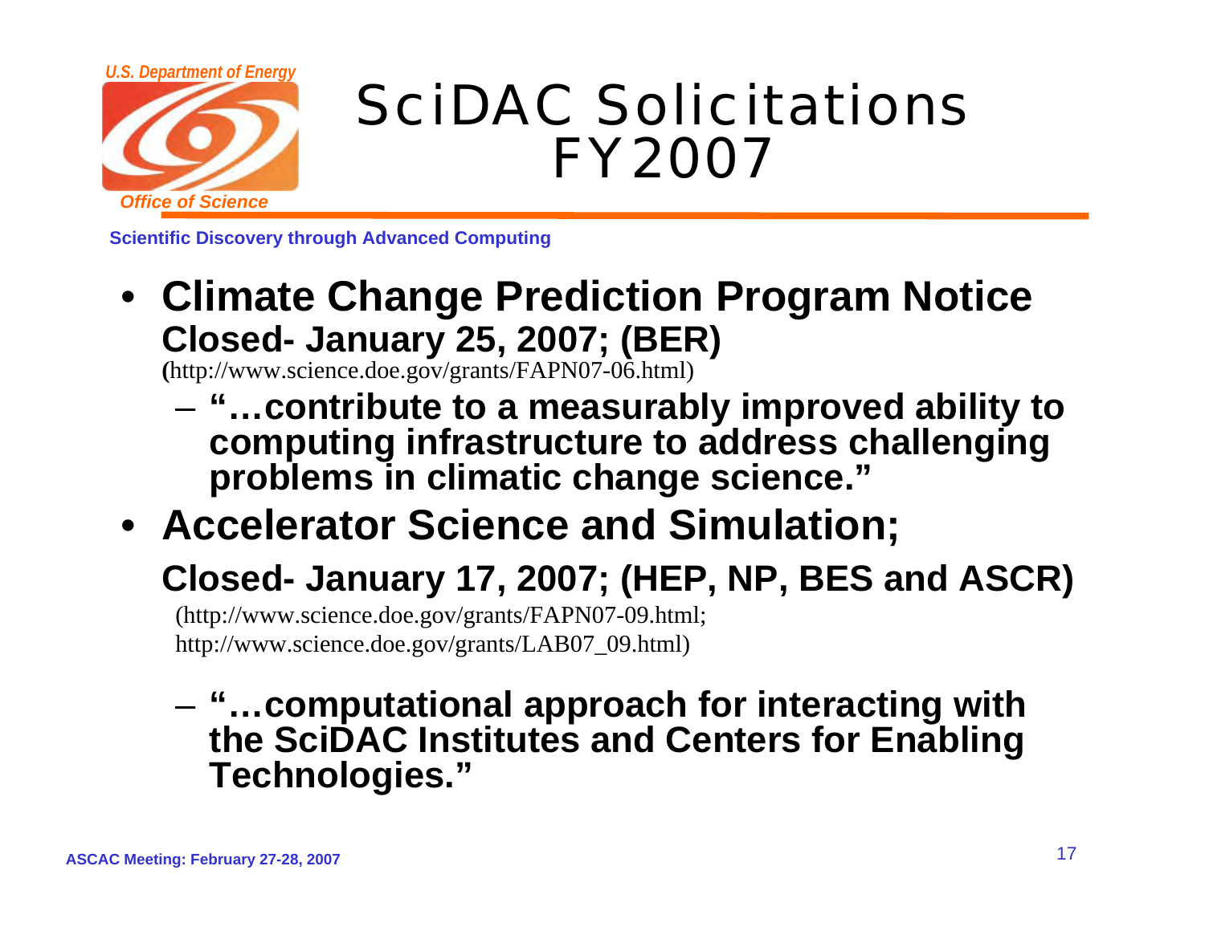# SciDAC Solicitations FY2007

- **Climate Change Prediction Program Notice Closed- January 25, 2007; (BER)**
  (http://www.science.doe.gov/grants/FAPN07-06.html)
  - **"…contribute to a measurably improved ability to computing infrastructure to address challenging problems in climatic change science."**
- **Accelerator Science and Simulation;**
  **Closed- January 17, 2007; (HEP, NP, BES and ASCR)**
  (http://www.science.doe.gov/grants/FAPN07-09.html; http://www.science.doe.gov/grants/LAB07_09.html)
  - **"…computational approach for interacting with the SciDAC Institutes and Centers for Enabling Technologies."**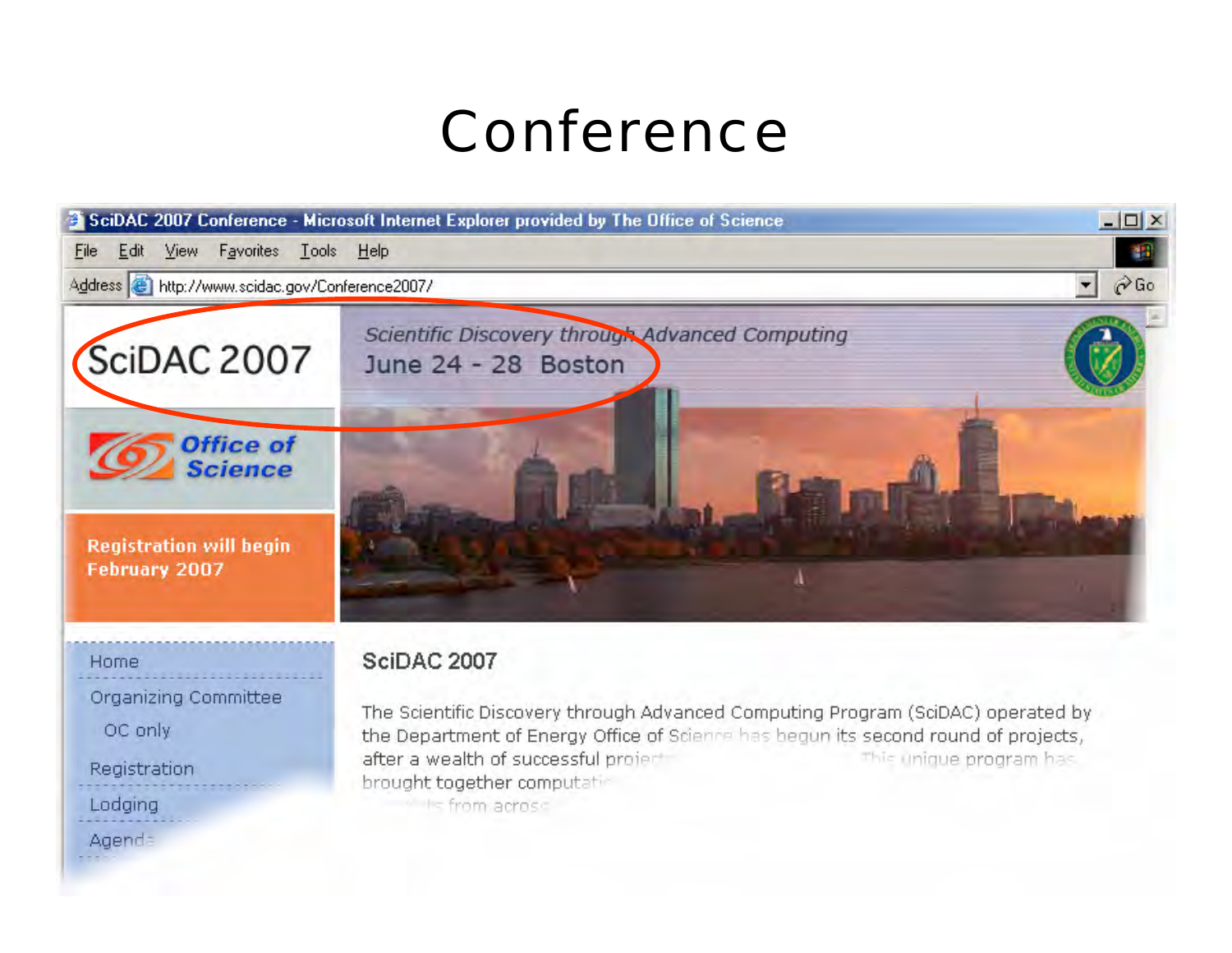# Conference

SciDAC 2007 Conference - Microsoft Internet Explorer provided by The Office of Science

File Edit View Favorites Tools Help

Address http://www.scidac.gov/Conference2007/

SciDAC 2007

*Scientific Discovery through Advanced Computing*

June 24 - 28 Boston

Office of Science

Registration will begin February 2007

Home

Organizing Committee

OC only

Registration

Lodging

Agenda

## SciDAC 2007

The Scientific Discovery through Advanced Computing Program (SciDAC) operated by the Department of Energy Office of Science has begun its second round of projects, after a wealth of successful projects ... This unique program has brought together computati... from across